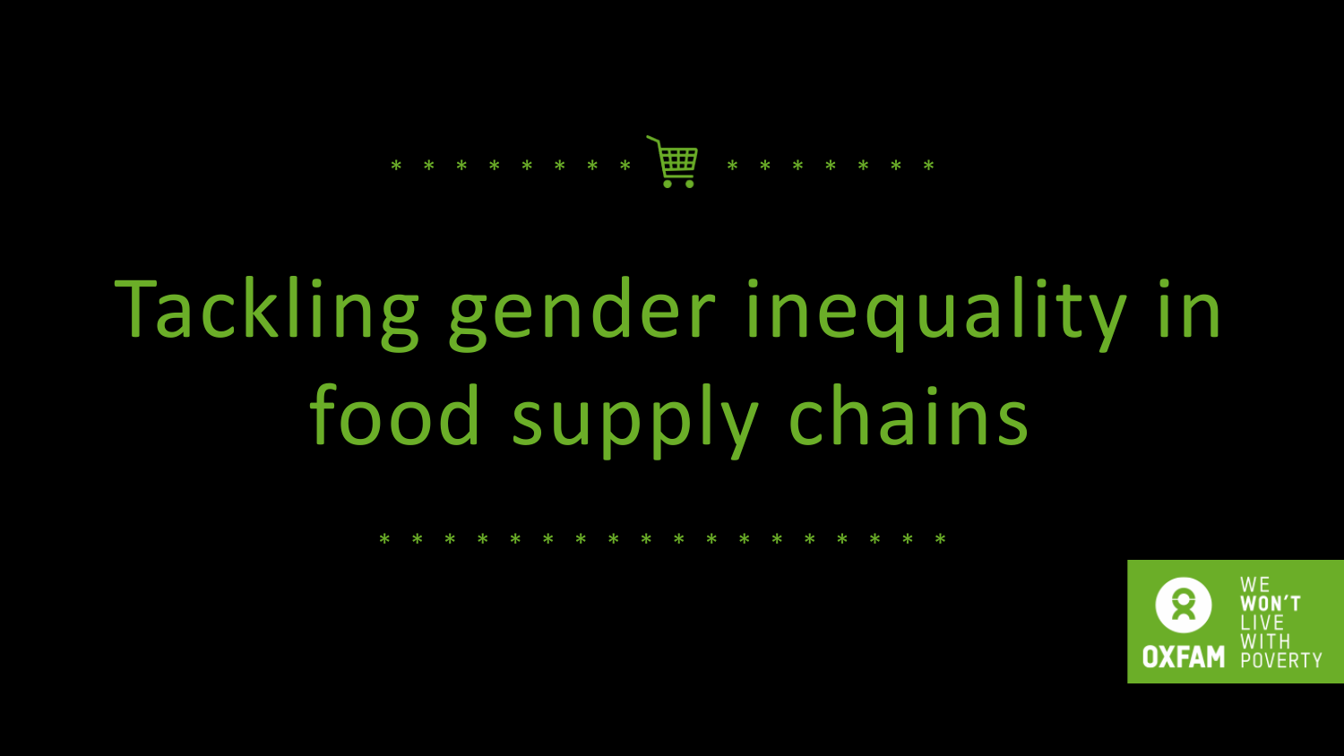# Tackling gender inequality in food supply chains

OXFAM

WE WON'T LIVE WITH POVERTY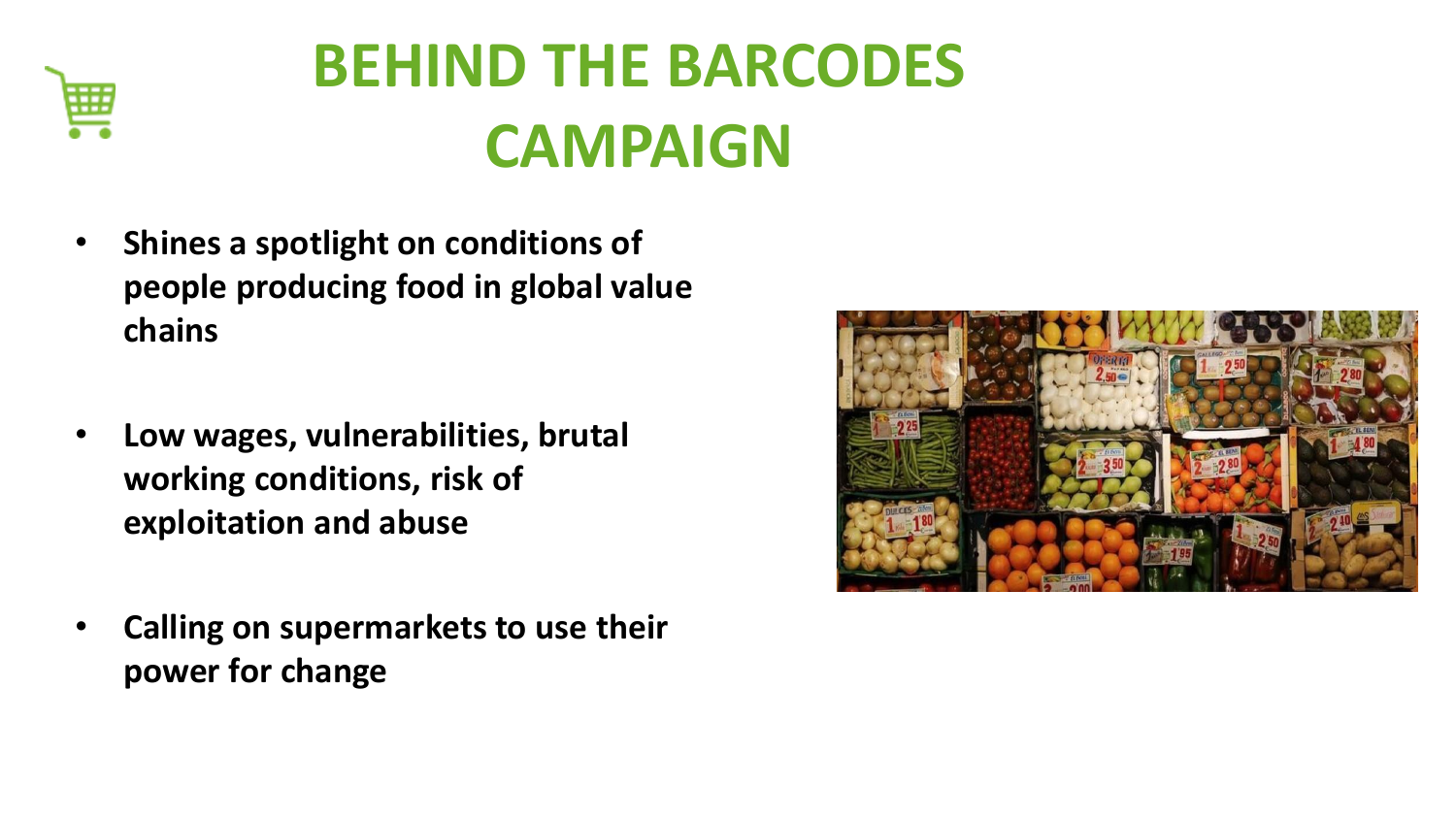# BEHIND THE BARCODES CAMPAIGN

- **Shines a spotlight on conditions of people producing food in global value chains**
- **Low wages, vulnerabilities, brutal working conditions, risk of exploitation and abuse**
- **Calling on supermarkets to use their power for change**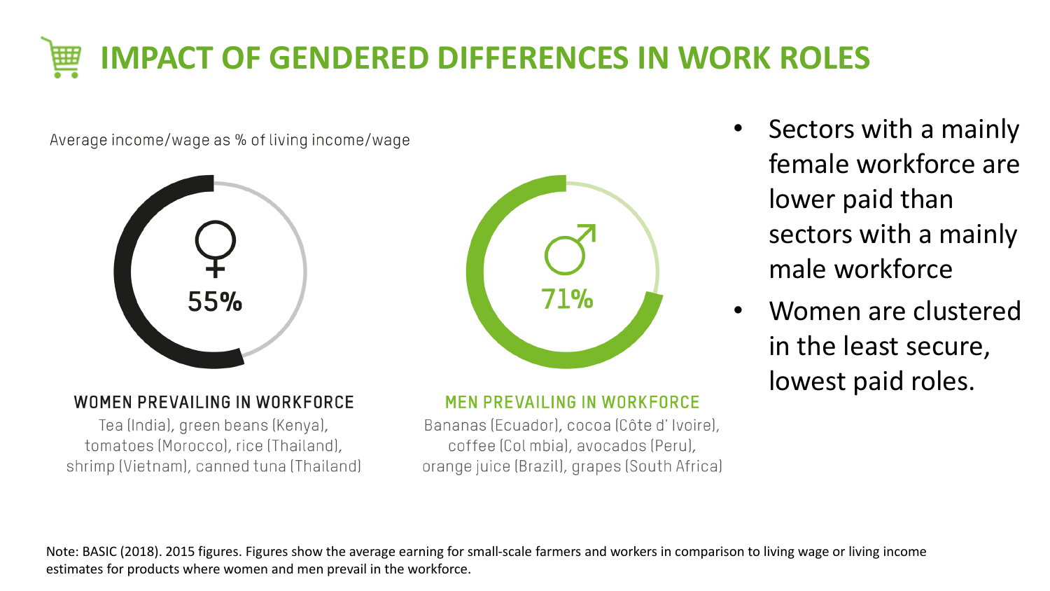# IMPACT OF GENDERED DIFFERENCES IN WORK ROLES

Average income/wage as % of living income/wage

55%

**WOMEN PREVAILING IN WORKFORCE**

Tea (India), green beans (Kenya), tomatoes (Morocco), rice (Thailand), shrimp (Vietnam), canned tuna (Thailand)

71%

**MEN PREVAILING IN WORKFORCE**

Bananas (Ecuador), cocoa (Côte d' Ivoire), coffee (Col mbia), avocados (Peru), orange juice (Brazil), grapes (South Africa)

- Sectors with a mainly female workforce are lower paid than sectors with a mainly male workforce
- Women are clustered in the least secure, lowest paid roles.

Note: BASIC (2018). 2015 figures. Figures show the average earning for small-scale farmers and workers in comparison to living wage or living income estimates for products where women and men prevail in the workforce.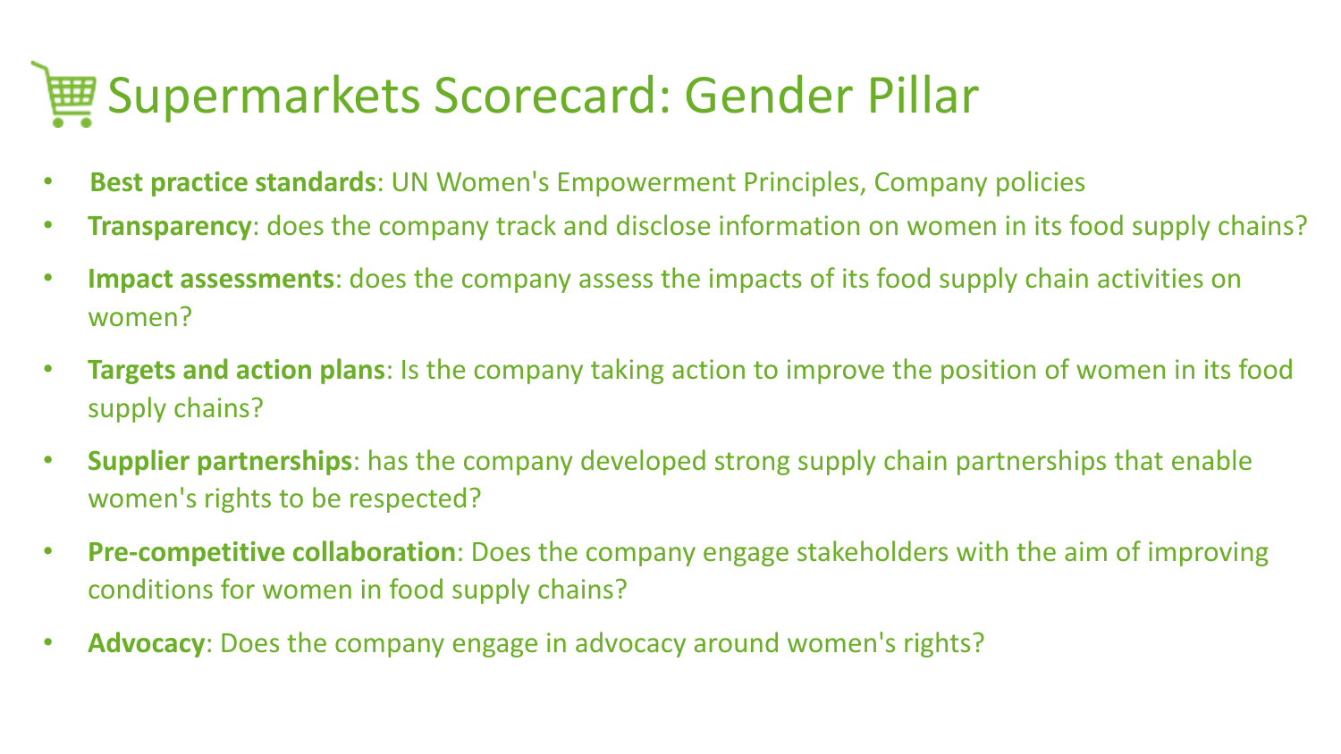# Supermarkets Scorecard: Gender Pillar

- **Best practice standards**: UN Women's Empowerment Principles, Company policies
- **Transparency**: does the company track and disclose information on women in its food supply chains?
- **Impact assessments**: does the company assess the impacts of its food supply chain activities on women?
- **Targets and action plans**: Is the company taking action to improve the position of women in its food supply chains?
- **Supplier partnerships**: has the company developed strong supply chain partnerships that enable women's rights to be respected?
- **Pre-competitive collaboration**: Does the company engage stakeholders with the aim of improving conditions for women in food supply chains?
- **Advocacy**: Does the company engage in advocacy around women's rights?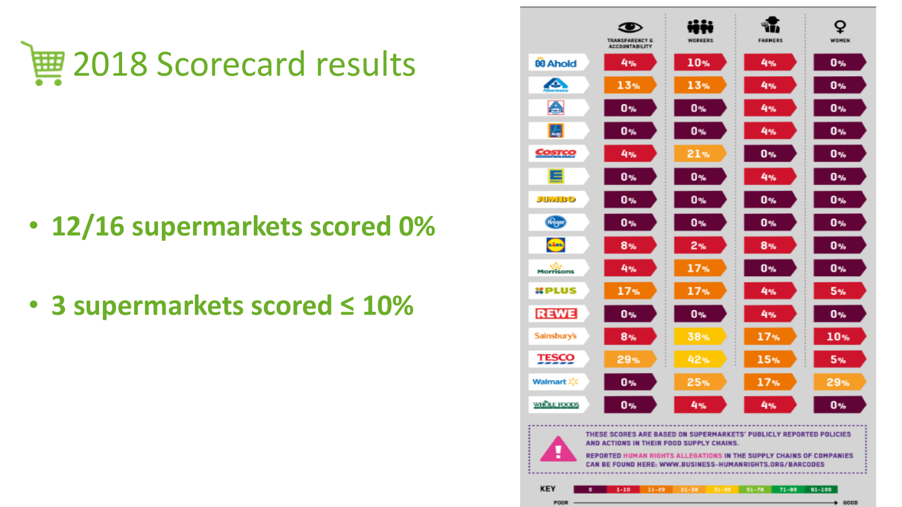# 2018 Scorecard results

- **12/16 supermarkets scored 0%**
- **3 supermarkets scored ≤ 10%**

| | TRANSPARENCY & ACCOUNTABILITY | WORKERS | FARMERS | WOMEN |
|---|---|---|---|---|
| Ahold | 4% | 10% | 4% | 0% |
| Albertsons | 13% | 13% | 4% | 0% |
| Aldi Nord | 0% | 0% | 4% | 0% |
| Aldi Süd | 0% | 0% | 4% | 0% |
| Costco | 4% | 21% | 0% | 0% |
| Edeka | 0% | 0% | 4% | 0% |
| Jumbo | 0% | 0% | 0% | 0% |
| Kroger | 0% | 0% | 0% | 0% |
| Lidl | 8% | 2% | 8% | 0% |
| Morrisons | 4% | 17% | 0% | 0% |
| Plus | 17% | 17% | 4% | 5% |
| REWE | 0% | 0% | 4% | 0% |
| Sainsbury's | 8% | 38% | 17% | 10% |
| Tesco | 29% | 42% | 15% | 5% |
| Walmart | 0% | 25% | 17% | 29% |
| Whole Foods | 0% | 4% | 4% | 0% |

THESE SCORES ARE BASED ON SUPERMARKETS' PUBLICLY REPORTED POLICIES AND ACTIONS IN THEIR FOOD SUPPLY CHAINS.

REPORTED HUMAN RIGHTS ALLEGATIONS IN THE SUPPLY CHAINS OF COMPANIES CAN BE FOUND HERE: WWW.BUSINESS-HUMANRIGHTS.ORG/BARCODES

KEY: 0 | 1-10 | 11-20 | 21-30 | 31-50 | 51-70 | 71-90 | 91-100

POOR → GOOD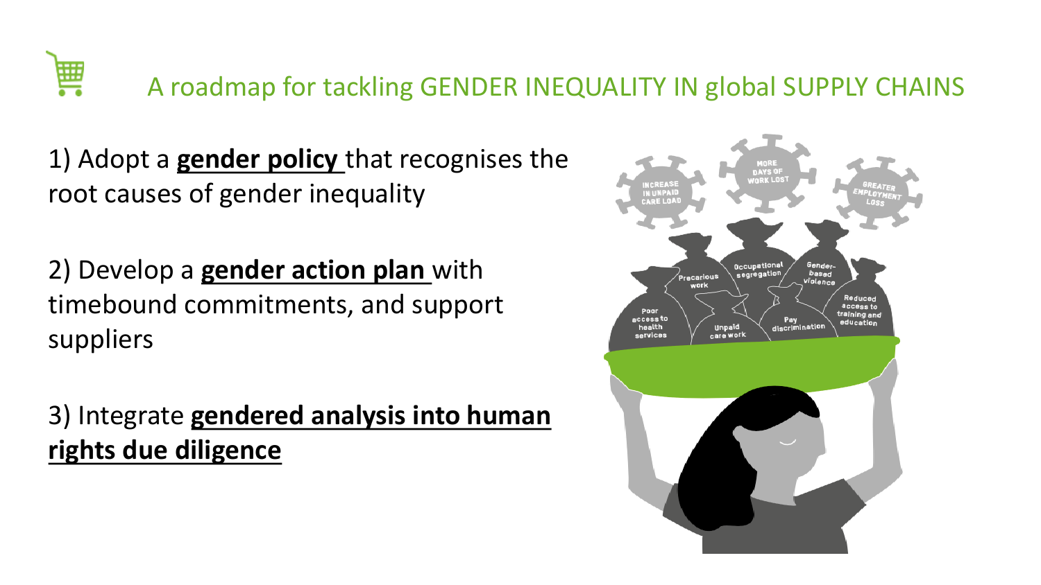# A roadmap for tackling GENDER INEQUALITY IN global SUPPLY CHAINS

1) Adopt a **gender policy** that recognises the root causes of gender inequality

2) Develop a **gender action plan** with timebound commitments, and support suppliers

3) Integrate **gendered analysis into human rights due diligence**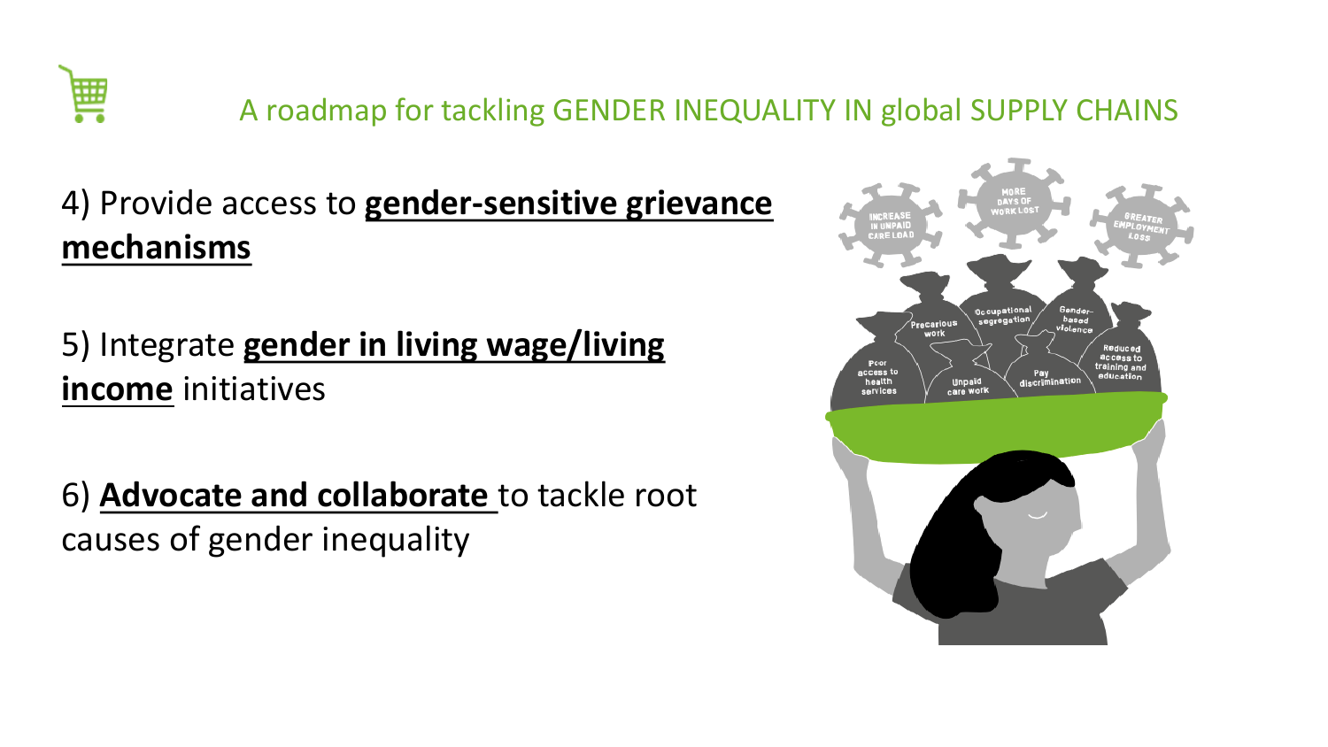## A roadmap for tackling GENDER INEQUALITY IN global SUPPLY CHAINS

4) Provide access to **gender-sensitive grievance mechanisms**

5) Integrate **gender in living wage/living income** initiatives

6) **Advocate and collaborate** to tackle root causes of gender inequality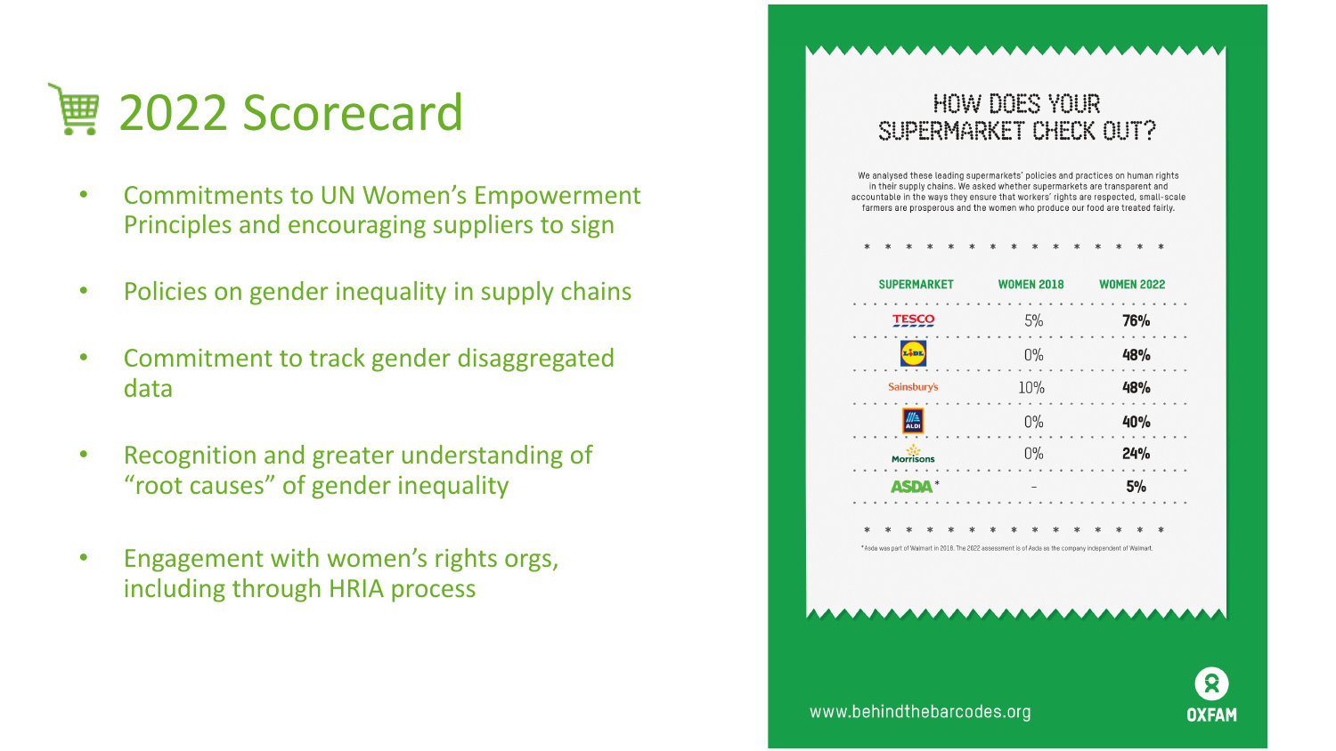# 2022 Scorecard

- Commitments to UN Women's Empowerment Principles and encouraging suppliers to sign
- Policies on gender inequality in supply chains
- Commitment to track gender disaggregated data
- Recognition and greater understanding of "root causes" of gender inequality
- Engagement with women's rights orgs, including through HRIA process

## HOW DOES YOUR SUPERMARKET CHECK OUT?

We analysed these leading supermarkets' policies and practices on human rights in their supply chains. We asked whether supermarkets are transparent and accountable in the ways they ensure that workers' rights are respected, small-scale farmers are prosperous and the women who produce our food are treated fairly.

| SUPERMARKET | WOMEN 2018 | WOMEN 2022 |
|---|---|---|
| Tesco | 5% | **76%** |
| Lidl | 0% | **48%** |
| Sainsbury's | 10% | **48%** |
| Aldi | 0% | **40%** |
| Morrisons | 0% | **24%** |
| ASDA* | – | **5%** |

*Asda was part of Walmart in 2018. The 2022 assessment is of Asda as the company independent of Walmart.

www.behindthebarcodes.org

OXFAM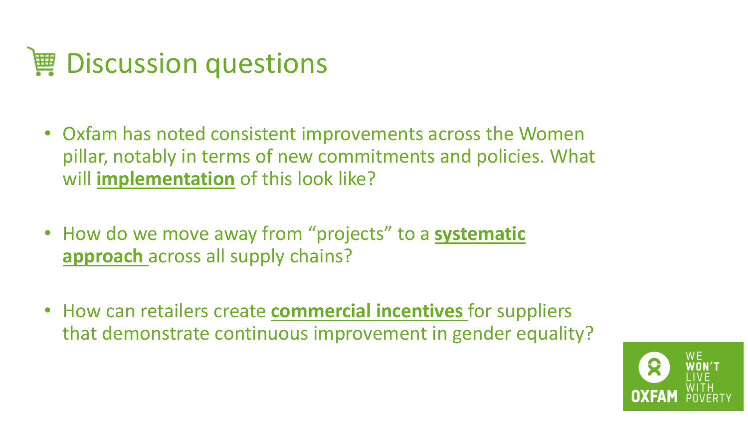# Discussion questions

- Oxfam has noted consistent improvements across the Women pillar, notably in terms of new commitments and policies. What will **implementation** of this look like?
- How do we move away from "projects" to a **systematic approach** across all supply chains?
- How can retailers create **commercial incentives** for suppliers that demonstrate continuous improvement in gender equality?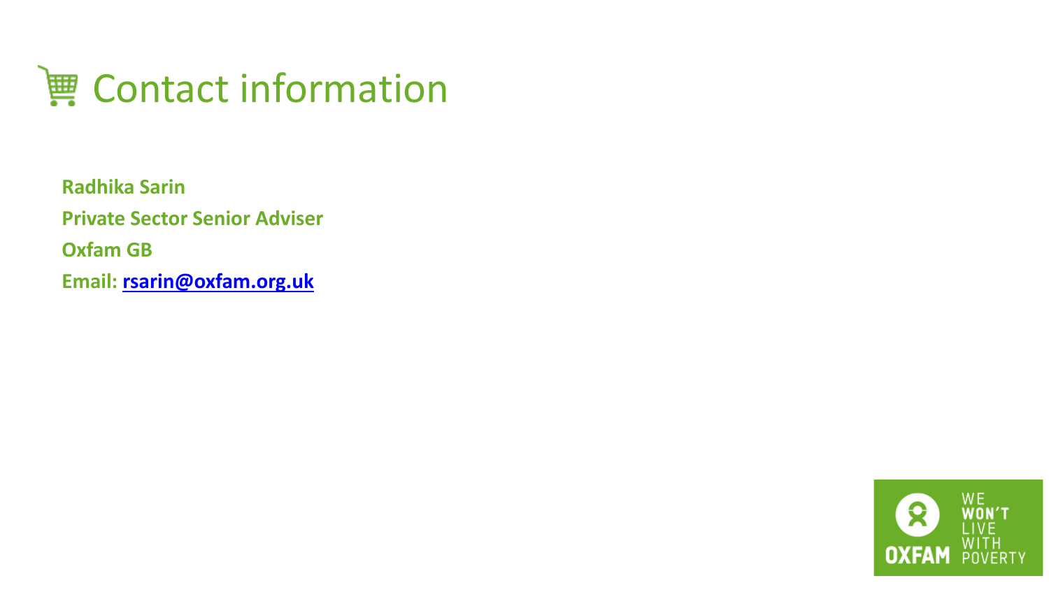# Contact information

**Radhika Sarin**

**Private Sector Senior Adviser**

**Oxfam GB**

**Email: rsarin@oxfam.org.uk**

OXFAM WE WON'T LIVE WITH POVERTY